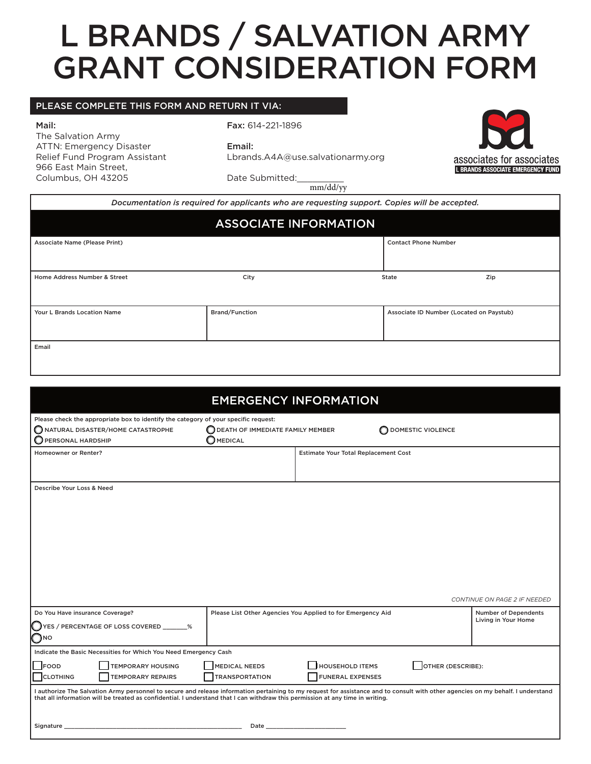# L BRANDS / SALVATION ARMY GRANT CONSIDERATION FORM

## PLEASE COMPLETE THIS FORM AND RETURN IT VIA:

**Mail:**
The Salvation Army
ATTN: Emergency Disaster
Relief Fund Program Assistant
966 East Main Street,
Columbus, OH 43205

**Fax:** 614-221-1896

**Email:**
Lbrands.A4A@use.salvationarmy.org

Date Submitted:__________
mm/dd/yy

associates for associates
L BRANDS ASSOCIATE EMERGENCY FUND

*Documentation is required for applicants who are requesting support. Copies will be accepted.*

## ASSOCIATE INFORMATION

| Associate Name (Please Print) | | | Contact Phone Number |
|---|---|---|---|
| | | | |

| Home Address Number & Street | City | State | Zip |
|---|---|---|---|
| | | | |

| Your L Brands Location Name | Brand/Function | Associate ID Number (Located on Paystub) |
|---|---|---|
| | | |

| Email |
|---|
| |

## EMERGENCY INFORMATION

Please check the appropriate box to identify the category of your specific request:

- ◯ NATURAL DISASTER/HOME CATASTROPHE
- ◯ DEATH OF IMMEDIATE FAMILY MEMBER
- ◯ DOMESTIC VIOLENCE
- ◯ PERSONAL HARDSHIP
- ◯ MEDICAL

| Homeowner or Renter? | Estimate Your Total Replacement Cost |
|---|---|
| | |

Describe Your Loss & Need

*CONTINUE ON PAGE 2 IF NEEDED*

| Do You Have insurance Coverage? | Please List Other Agencies You Applied to for Emergency Aid | Number of Dependents Living in Your Home |
|---|---|---|
| ◯ YES / PERCENTAGE OF LOSS COVERED _______% <br> ◯ NO | | |

Indicate the Basic Necessities for Which You Need Emergency Cash

- ☐ FOOD
- ☐ TEMPORARY HOUSING
- ☐ MEDICAL NEEDS
- ☐ HOUSEHOLD ITEMS
- ☐ OTHER (DESCRIBE):
- ☐ CLOTHING
- ☐ TEMPORARY REPAIRS
- ☐ TRANSPORTATION
- ☐ FUNERAL EXPENSES

I authorize The Salvation Army personnel to secure and release information pertaining to my request for assistance and to consult with other agencies on my behalf. I understand that all information will be treated as confidential. I understand that I can withdraw this permission at any time in writing.

Signature ______________________________________________ Date ______________________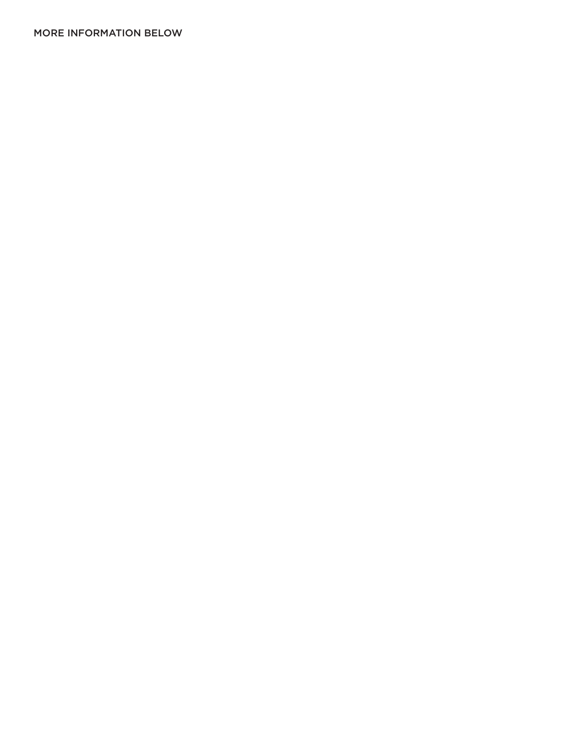MORE INFORMATION BELOW